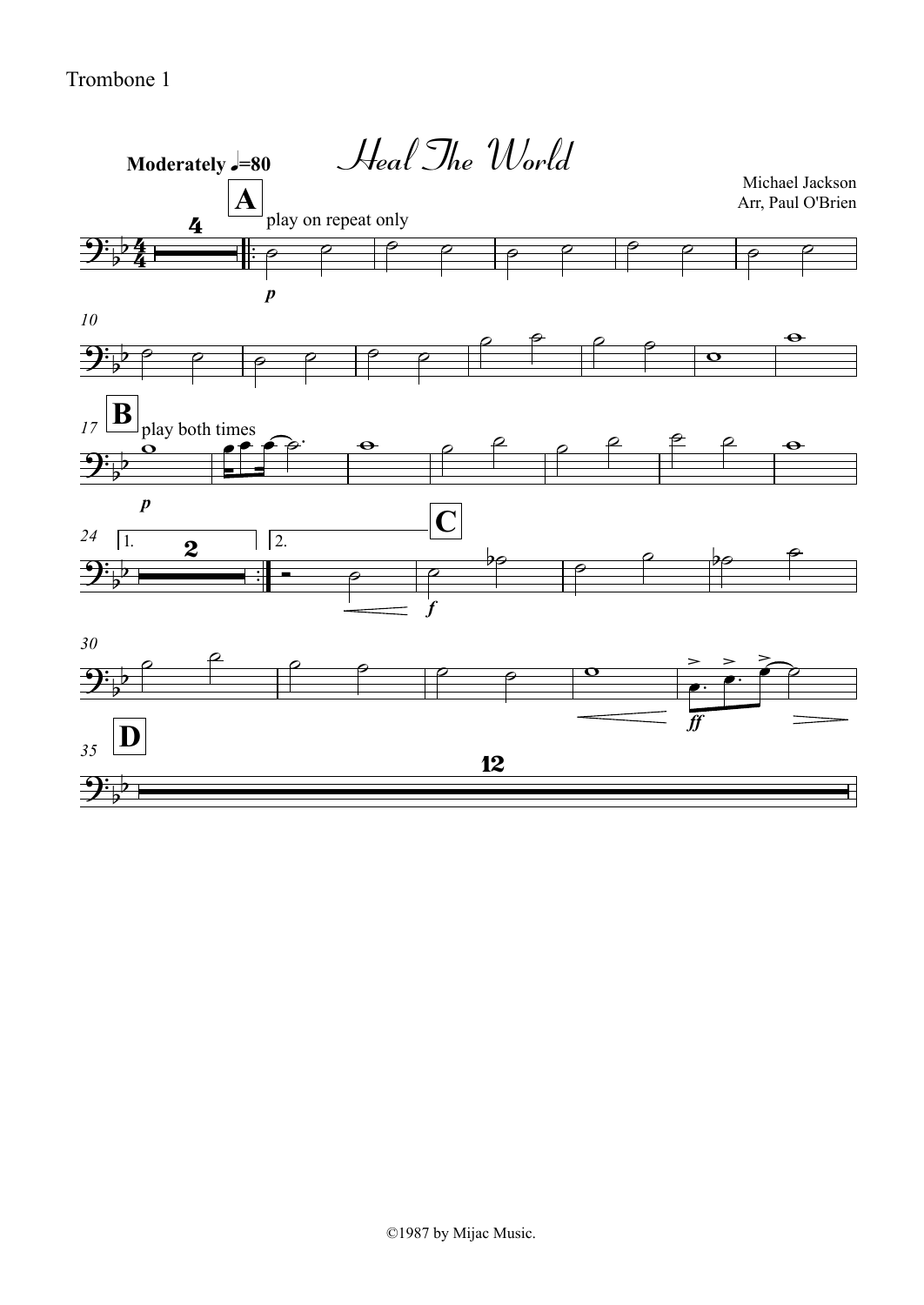Trombone 1

# Heal The World

**Moderately ♩=80**

Michael Jackson
Arr, Paul O'Brien

**A** play on repeat only

**B** play both times

**C**

**D**

©1987 by Mijac Music.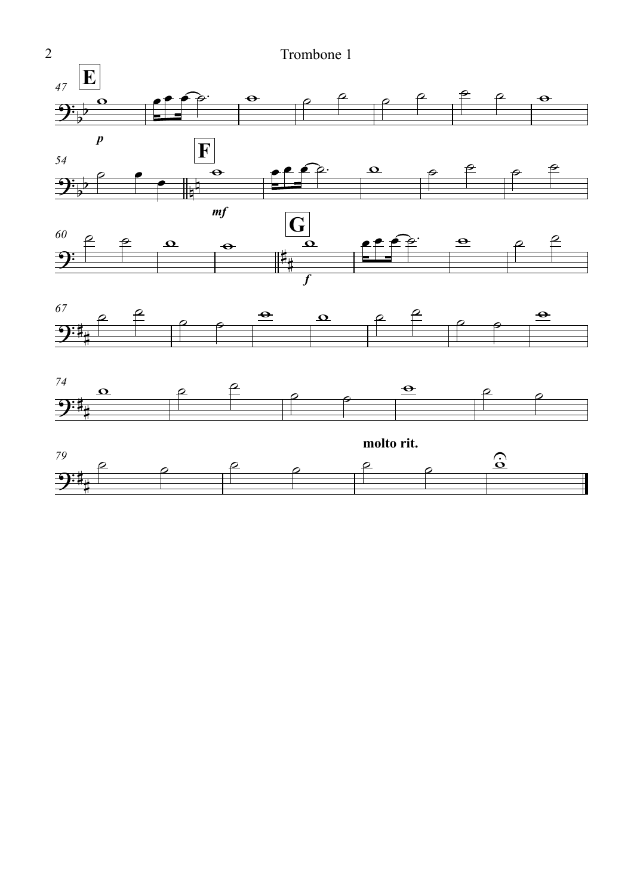E

p

F

mf

G

f

molto rit.